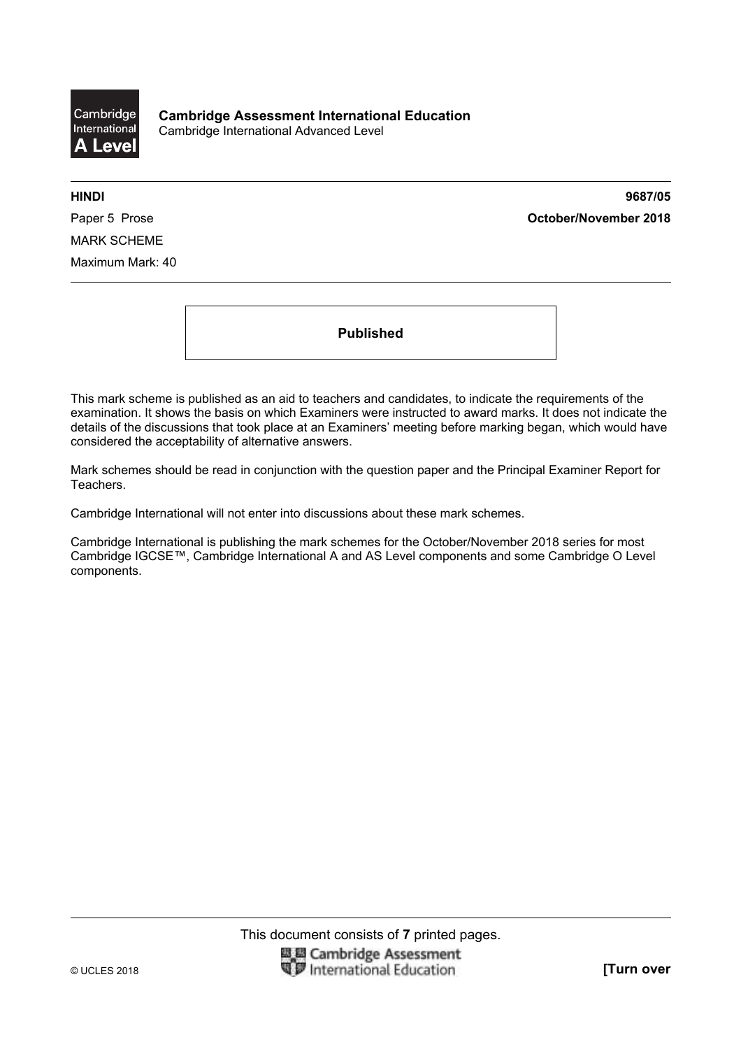**Cambridge Assessment International Education**
Cambridge International Advanced Level

**HINDI** **9687/05**

Paper 5 Prose **October/November 2018**

MARK SCHEME

Maximum Mark: 40

**Published**

This mark scheme is published as an aid to teachers and candidates, to indicate the requirements of the examination. It shows the basis on which Examiners were instructed to award marks. It does not indicate the details of the discussions that took place at an Examiners' meeting before marking began, which would have considered the acceptability of alternative answers.

Mark schemes should be read in conjunction with the question paper and the Principal Examiner Report for Teachers.

Cambridge International will not enter into discussions about these mark schemes.

Cambridge International is publishing the mark schemes for the October/November 2018 series for most Cambridge IGCSE™, Cambridge International A and AS Level components and some Cambridge O Level components.

This document consists of **7** printed pages.

© UCLES 2018 **[Turn over**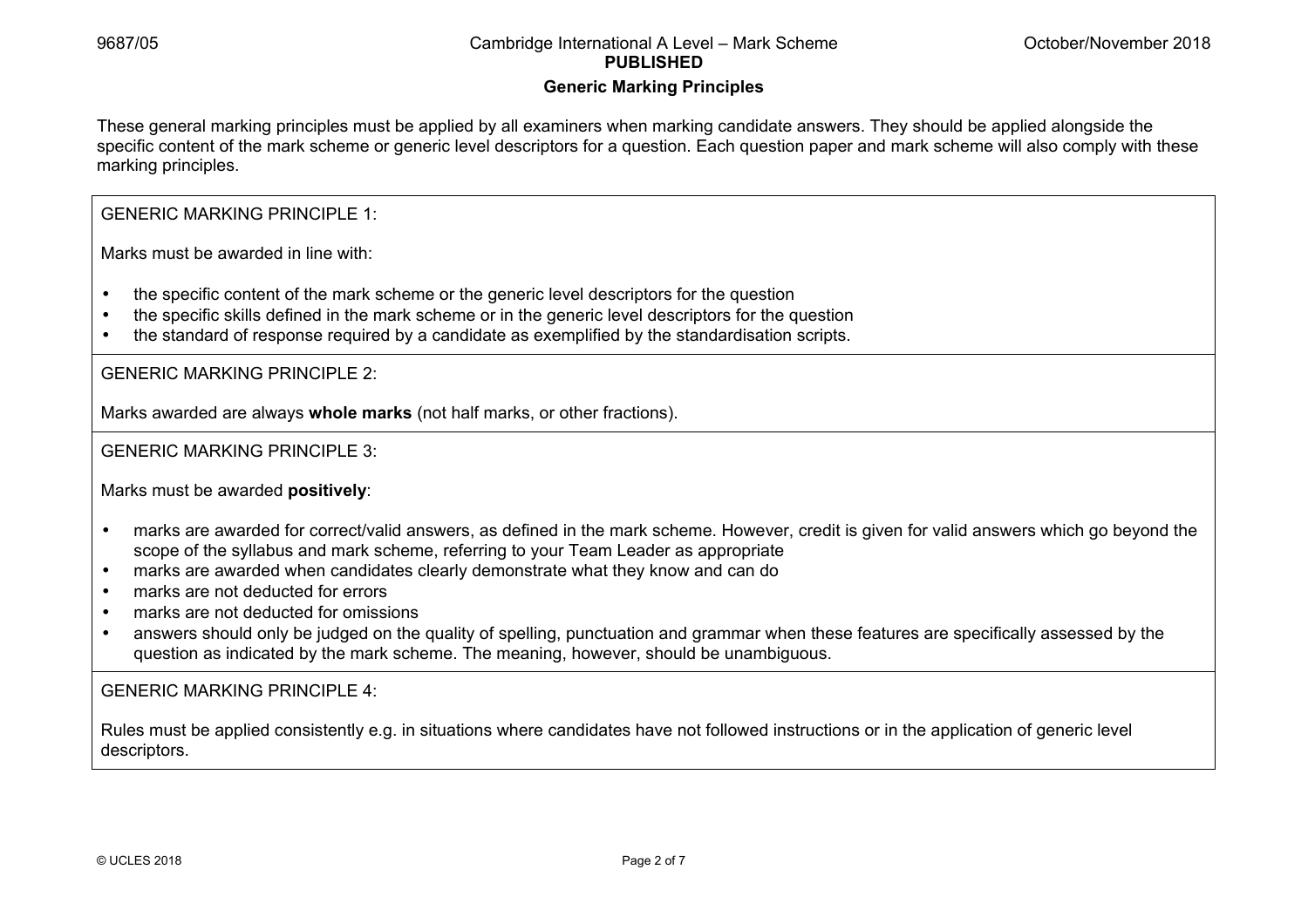## Generic Marking Principles

These general marking principles must be applied by all examiners when marking candidate answers. They should be applied alongside the specific content of the mark scheme or generic level descriptors for a question. Each question paper and mark scheme will also comply with these marking principles.

GENERIC MARKING PRINCIPLE 1:

Marks must be awarded in line with:

- the specific content of the mark scheme or the generic level descriptors for the question
- the specific skills defined in the mark scheme or in the generic level descriptors for the question
- the standard of response required by a candidate as exemplified by the standardisation scripts.

GENERIC MARKING PRINCIPLE 2:

Marks awarded are always **whole marks** (not half marks, or other fractions).

GENERIC MARKING PRINCIPLE 3:

Marks must be awarded **positively**:

- marks are awarded for correct/valid answers, as defined in the mark scheme. However, credit is given for valid answers which go beyond the scope of the syllabus and mark scheme, referring to your Team Leader as appropriate
- marks are awarded when candidates clearly demonstrate what they know and can do
- marks are not deducted for errors
- marks are not deducted for omissions
- answers should only be judged on the quality of spelling, punctuation and grammar when these features are specifically assessed by the question as indicated by the mark scheme. The meaning, however, should be unambiguous.

GENERIC MARKING PRINCIPLE 4:

Rules must be applied consistently e.g. in situations where candidates have not followed instructions or in the application of generic level descriptors.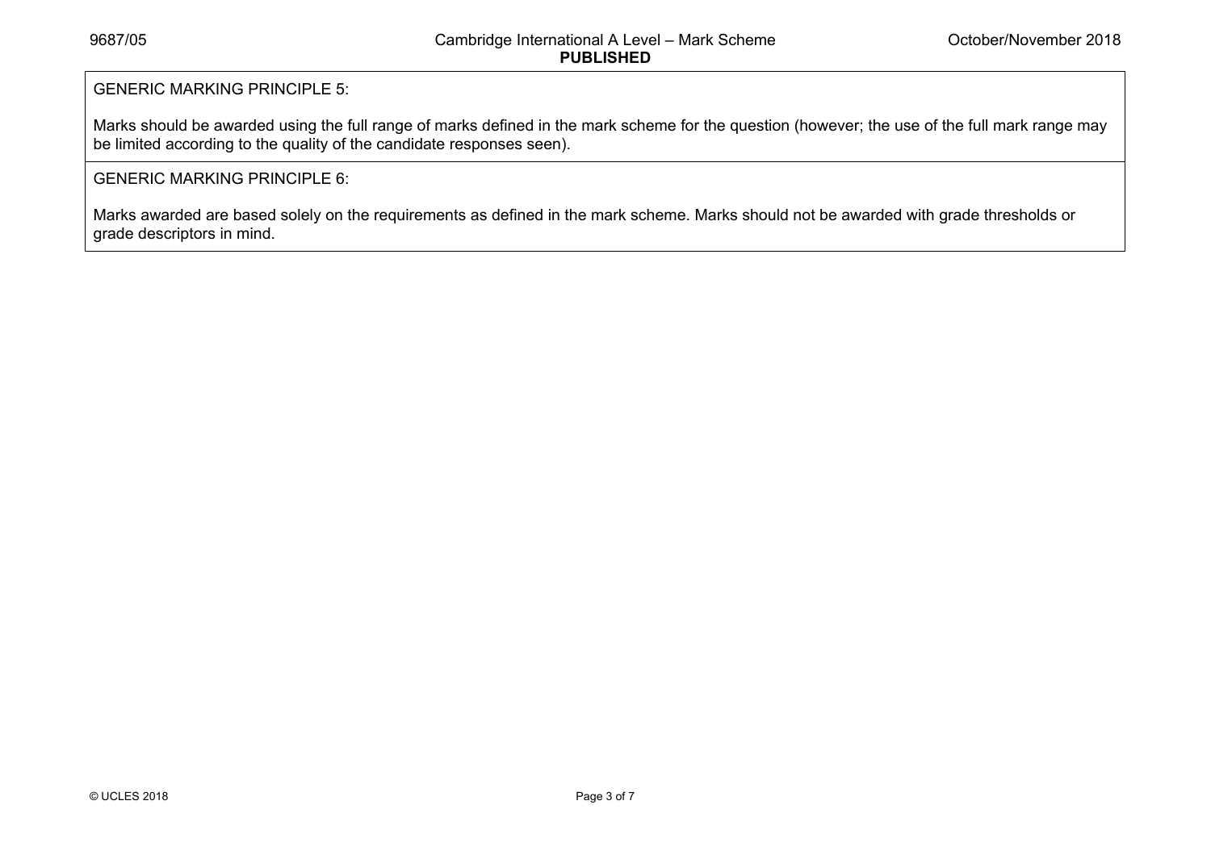GENERIC MARKING PRINCIPLE 5:

Marks should be awarded using the full range of marks defined in the mark scheme for the question (however; the use of the full mark range may be limited according to the quality of the candidate responses seen).

GENERIC MARKING PRINCIPLE 6:

Marks awarded are based solely on the requirements as defined in the mark scheme. Marks should not be awarded with grade thresholds or grade descriptors in mind.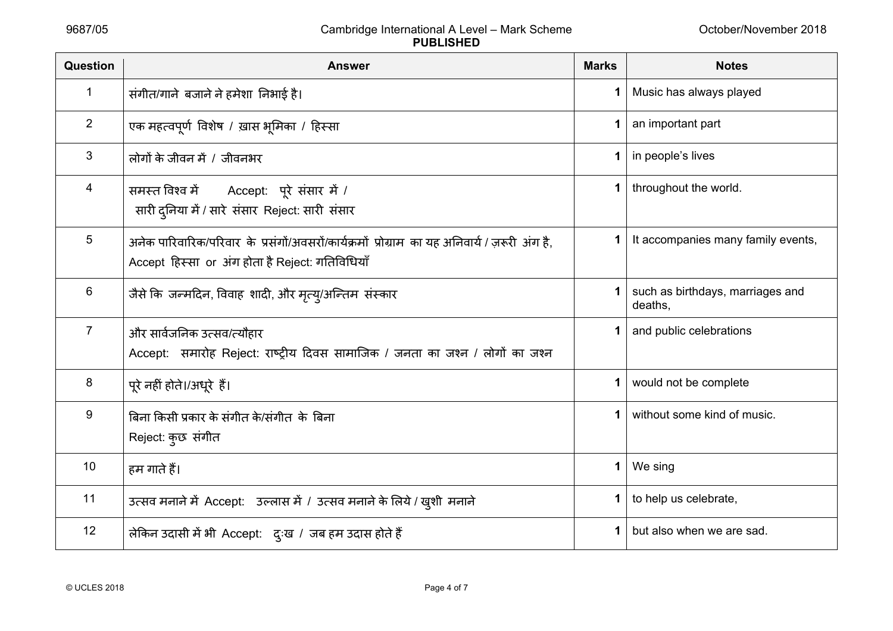| Question | Answer | Marks | Notes |
|---|---|---|---|
| 1 | संगीत/गाने बजाने ने हमेशा निभाई है। | 1 | Music has always played |
| 2 | एक महत्वपूर्ण विशेष / ख़ास भूमिका / हिस्सा | 1 | an important part |
| 3 | लोगों के जीवन में / जीवनभर | 1 | in people's lives |
| 4 | समस्त विश्व में Accept: पूरे संसार में / सारी दुनिया में / सारे संसार Reject: सारी संसार | 1 | throughout the world. |
| 5 | अनेक पारिवारिक/परिवार के प्रसंगों/अवसरों/कार्यक्रमों प्रोग्राम का यह अनिवार्य / ज़रूरी अंग है, Accept हिस्सा or अंग होता है Reject: गतिविधियाँ | 1 | It accompanies many family events, |
| 6 | जैसे कि जन्मदिन, विवाह शादी, और मृत्यु/अन्तिम संस्कार | 1 | such as birthdays, marriages and deaths, |
| 7 | और सार्वजनिक उत्सव/त्यौहार Accept: समारोह Reject: राष्ट्रीय दिवस सामाजिक / जनता का जश्न / लोगों का जश्न | 1 | and public celebrations |
| 8 | पूरे नहीं होते।/अधूरे हैं। | 1 | would not be complete |
| 9 | बिना किसी प्रकार के संगीत के/संगीत के बिना Reject: कुछ संगीत | 1 | without some kind of music. |
| 10 | हम गाते हैं। | 1 | We sing |
| 11 | उत्सव मनाने में Accept: उल्लास में / उत्सव मनाने के लिये / खुशी मनाने | 1 | to help us celebrate, |
| 12 | लेकिन उदासी में भी Accept: दुःख / जब हम उदास होते हैं | 1 | but also when we are sad. |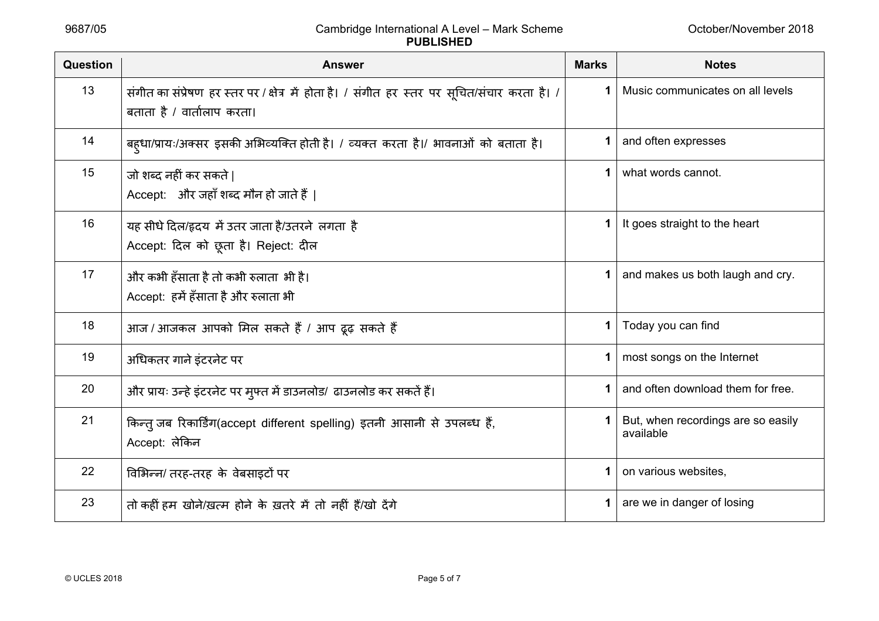| Question | Answer | Marks | Notes |
|---|---|---|---|
| 13 | संगीत का संप्रेषण हर स्तर पर / क्षेत्र में होता है। / संगीत हर स्तर पर सूचित/संचार करता है। / बताता है / वार्तालाप करता। | 1 | Music communicates on all levels |
| 14 | बहुधा/प्रायः/अक्सर इसकी अभिव्यक्ति होती है। / व्यक्त करता है।/ भावनाओं को बताता है। | 1 | and often expresses |
| 15 | जो शब्द नहीं कर सकते \|<br>Accept: और जहाँ शब्द मौन हो जाते हैं \| | 1 | what words cannot. |
| 16 | यह सीधे दिल/हृदय में उतर जाता है/उतरने लगता है<br>Accept: दिल को छूता है। Reject: दील | 1 | It goes straight to the heart |
| 17 | और कभी हँसाता है तो कभी रुलाता भी है।<br>Accept: हमें हँसाता है और रुलाता भी | 1 | and makes us both laugh and cry. |
| 18 | आज / आजकल आपको मिल सकते हैं / आप ढूढ़ सकते हैं | 1 | Today you can find |
| 19 | अधिकतर गाने इंटरनेट पर | 1 | most songs on the Internet |
| 20 | और प्रायः उन्हे इंटरनेट पर मुफ्त में डाउनलोड/ ढाउनलोड कर सकतें हैं। | 1 | and often download them for free. |
| 21 | किन्तु जब रिकार्डिंग(accept different spelling) इतनी आसानी से उपलब्ध हैं,<br>Accept: लेकिन | 1 | But, when recordings are so easily available |
| 22 | विभिन्न/ तरह-तरह के वेबसाइटों पर | 1 | on various websites, |
| 23 | तो कहीं हम खोने/ख़त्म होने के ख़तरे में तो नहीं हैं/खो देंगे | 1 | are we in danger of losing |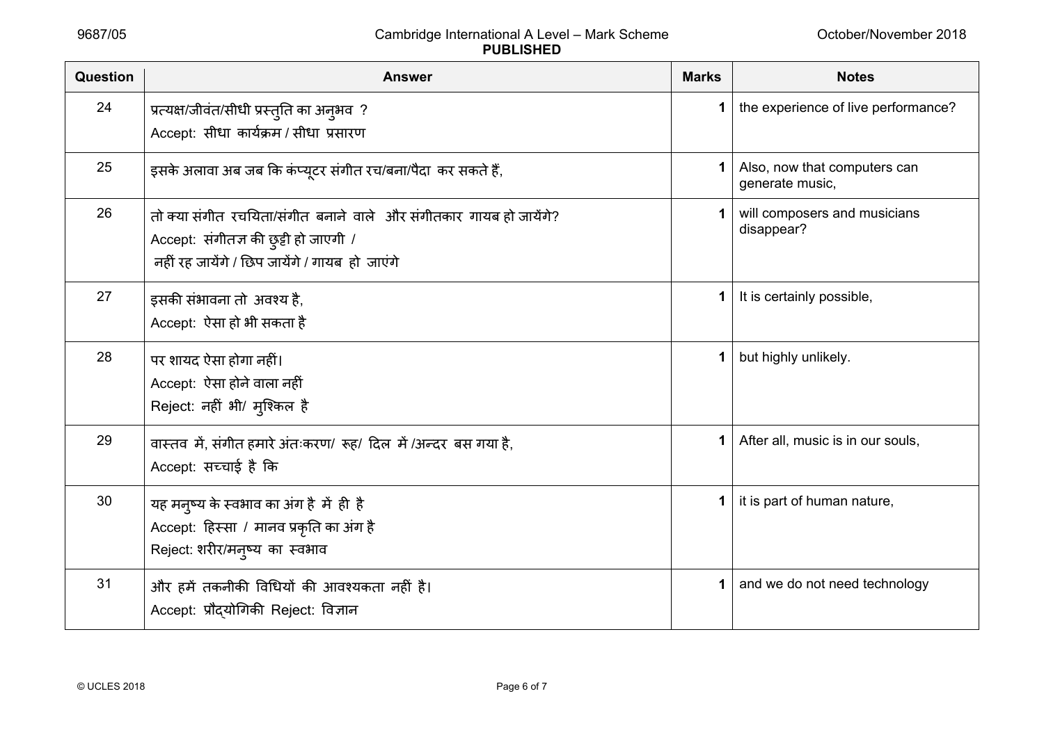| Question | Answer | Marks | Notes |
|---|---|---|---|
| 24 | प्रत्यक्ष/जीवंत/सीधी प्रस्तुति का अनुभव ?<br>Accept: सीधा कार्यक्रम / सीधा प्रसारण | 1 | the experience of live performance? |
| 25 | इसके अलावा अब जब कि कंप्यूटर संगीत रच/बना/पैदा कर सकते हैं, | 1 | Also, now that computers can generate music, |
| 26 | तो क्या संगीत रचयिता/संगीत बनाने वाले और संगीतकार गायब हो जायेंगे?<br>Accept: संगीतज्ञ की छुट्टी हो जाएगी /<br>नहीं रह जायेंगे / छिप जायेंगे / गायब हो जाएंगे | 1 | will composers and musicians disappear? |
| 27 | इसकी संभावना तो अवश्य है,<br>Accept: ऐसा हो भी सकता है | 1 | It is certainly possible, |
| 28 | पर शायद ऐसा होगा नहीं।<br>Accept: ऐसा होने वाला नहीं<br>Reject: नहीं भी/ मुश्किल है | 1 | but highly unlikely. |
| 29 | वास्तव में, संगीत हमारे अंतःकरण/ रूह/ दिल में /अन्दर बस गया है,<br>Accept: सच्चाई है कि | 1 | After all, music is in our souls, |
| 30 | यह मनुष्य के स्वभाव का अंग है में ही है<br>Accept: हिस्सा / मानव प्रकृति का अंग है<br>Reject: शरीर/मनुष्य का स्वभाव | 1 | it is part of human nature, |
| 31 | और हमें तकनीकी विधियों की आवश्यकता नहीं है।<br>Accept: प्रौद्योगिकी Reject: विज्ञान | 1 | and we do not need technology |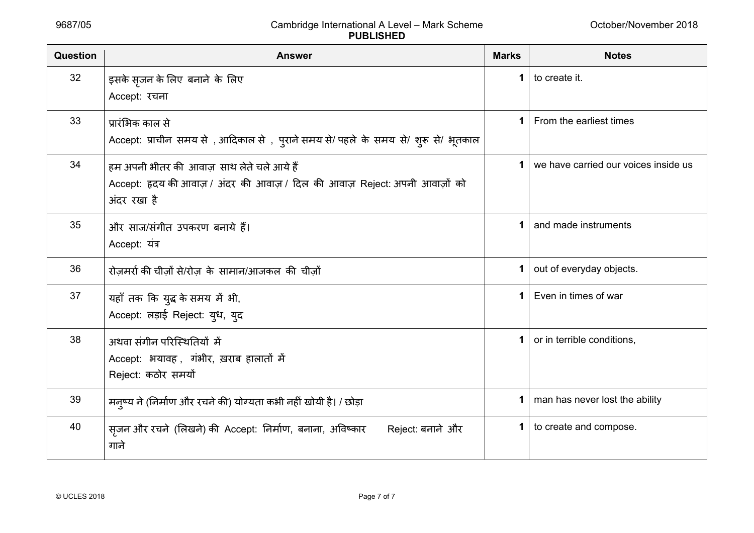| Question | Answer | Marks | Notes |
|---|---|---|---|
| 32 | इसके सृजन के लिए बनाने के लिए<br>Accept: रचना | 1 | to create it. |
| 33 | प्रारंभिक काल से<br>Accept: प्राचीन समय से , आदिकाल से , पुराने समय से/ पहले के समय से/ शुरू से/ भूतकाल | 1 | From the earliest times |
| 34 | हम अपनी भीतर की आवाज़ साथ लेते चले आये हैं<br>Accept: हृदय की आवाज़ / अंदर की आवाज़ / दिल की आवाज़ Reject: अपनी आवाज़ों को अंदर रखा है | 1 | we have carried our voices inside us |
| 35 | और साज/संगीत उपकरण बनाये हैं।<br>Accept: यंत्र | 1 | and made instruments |
| 36 | रोज़मर्रा की चीज़ों से/रोज़ के सामान/आजकल की चीज़ों | 1 | out of everyday objects. |
| 37 | यहाँ तक कि युद्ध के समय में भी,<br>Accept: लड़ाई Reject: युध, युद | 1 | Even in times of war |
| 38 | अथवा संगीन परिस्थितियों में<br>Accept: भयावह , गंभीर, ख़राब हालातों में<br>Reject: कठोर समयों | 1 | or in terrible conditions, |
| 39 | मनुष्य ने (निर्माण और रचने की) योग्यता कभी नहीं खोयी है। / छोड़ा | 1 | man has never lost the ability |
| 40 | सृजन और रचने (लिखने) की Accept: निर्माण, बनाना, अविष्कार Reject: बनाने और गाने | 1 | to create and compose. |